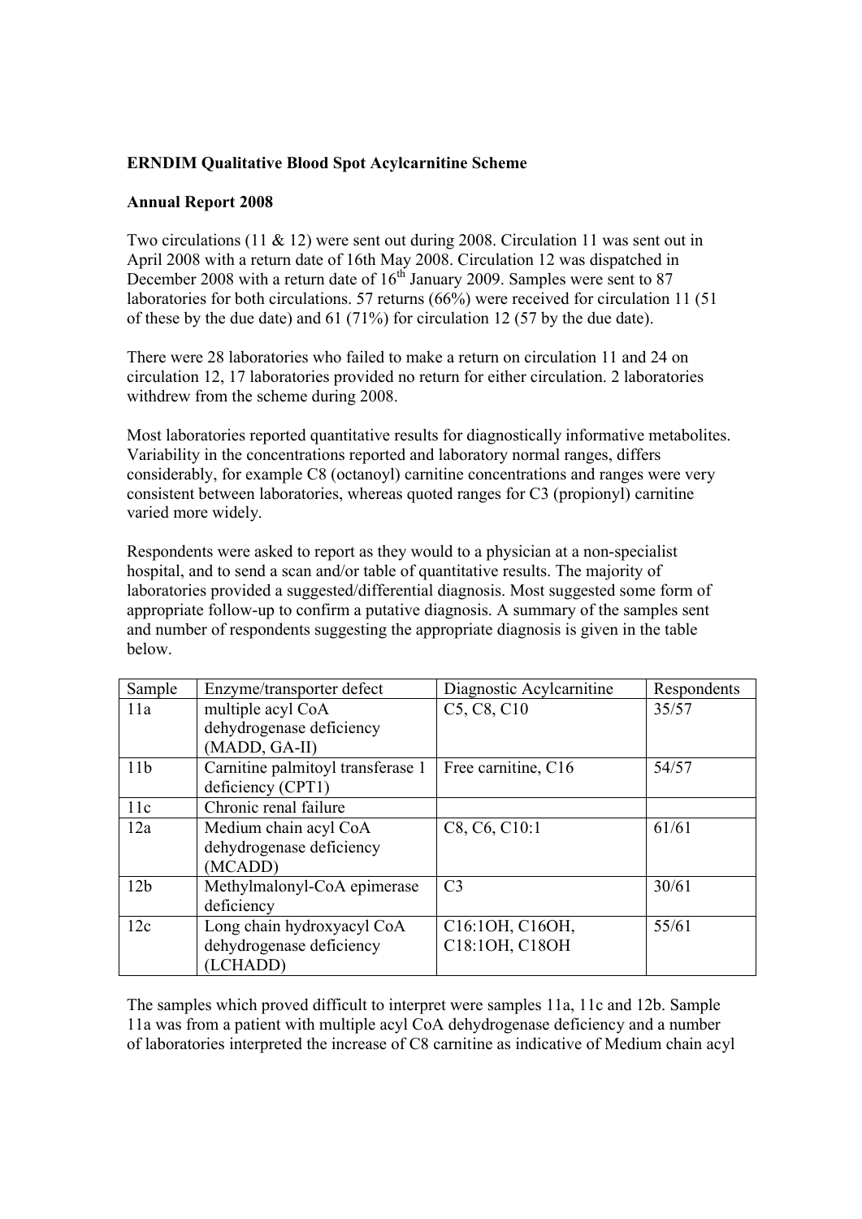**ERNDIM Qualitative Blood Spot Acylcarnitine Scheme**

**Annual Report 2008**

Two circulations (11 & 12) were sent out during 2008. Circulation 11 was sent out in April 2008 with a return date of 16th May 2008. Circulation 12 was dispatched in December 2008 with a return date of 16th January 2009. Samples were sent to 87 laboratories for both circulations. 57 returns (66%) were received for circulation 11 (51 of these by the due date) and 61 (71%) for circulation 12 (57 by the due date).

There were 28 laboratories who failed to make a return on circulation 11 and 24 on circulation 12, 17 laboratories provided no return for either circulation. 2 laboratories withdrew from the scheme during 2008.

Most laboratories reported quantitative results for diagnostically informative metabolites. Variability in the concentrations reported and laboratory normal ranges, differs considerably, for example C8 (octanoyl) carnitine concentrations and ranges were very consistent between laboratories, whereas quoted ranges for C3 (propionyl) carnitine varied more widely.

Respondents were asked to report as they would to a physician at a non-specialist hospital, and to send a scan and/or table of quantitative results. The majority of laboratories provided a suggested/differential diagnosis. Most suggested some form of appropriate follow-up to confirm a putative diagnosis. A summary of the samples sent and number of respondents suggesting the appropriate diagnosis is given in the table below.

| Sample | Enzyme/transporter defect | Diagnostic Acylcarnitine | Respondents |
|---|---|---|---|
| 11a | multiple acyl CoA dehydrogenase deficiency (MADD, GA-II) | C5, C8, C10 | 35/57 |
| 11b | Carnitine palmitoyl transferase 1 deficiency (CPT1) | Free carnitine, C16 | 54/57 |
| 11c | Chronic renal failure | | |
| 12a | Medium chain acyl CoA dehydrogenase deficiency (MCADD) | C8, C6, C10:1 | 61/61 |
| 12b | Methylmalonyl-CoA epimerase deficiency | C3 | 30/61 |
| 12c | Long chain hydroxyacyl CoA dehydrogenase deficiency (LCHADD) | C16:1OH, C16OH, C18:1OH, C18OH | 55/61 |

The samples which proved difficult to interpret were samples 11a, 11c and 12b. Sample 11a was from a patient with multiple acyl CoA dehydrogenase deficiency and a number of laboratories interpreted the increase of C8 carnitine as indicative of Medium chain acyl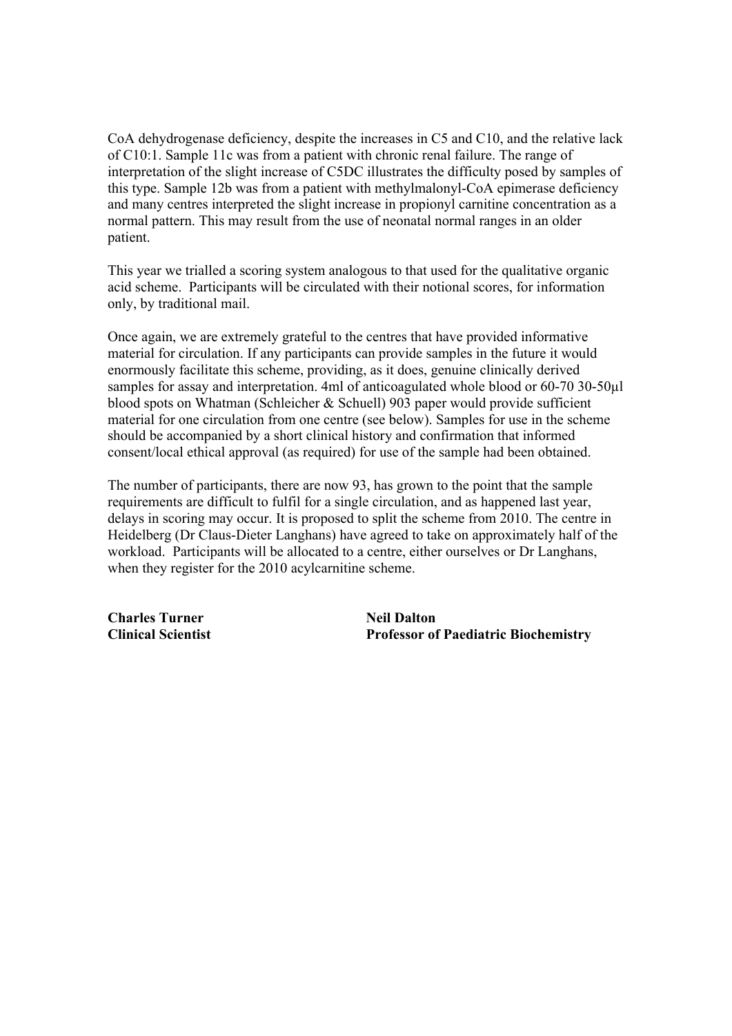CoA dehydrogenase deficiency, despite the increases in C5 and C10, and the relative lack of C10:1. Sample 11c was from a patient with chronic renal failure. The range of interpretation of the slight increase of C5DC illustrates the difficulty posed by samples of this type. Sample 12b was from a patient with methylmalonyl-CoA epimerase deficiency and many centres interpreted the slight increase in propionyl carnitine concentration as a normal pattern. This may result from the use of neonatal normal ranges in an older patient.

This year we trialled a scoring system analogous to that used for the qualitative organic acid scheme. Participants will be circulated with their notional scores, for information only, by traditional mail.

Once again, we are extremely grateful to the centres that have provided informative material for circulation. If any participants can provide samples in the future it would enormously facilitate this scheme, providing, as it does, genuine clinically derived samples for assay and interpretation. 4ml of anticoagulated whole blood or 60-70 30-50µl blood spots on Whatman (Schleicher & Schuell) 903 paper would provide sufficient material for one circulation from one centre (see below). Samples for use in the scheme should be accompanied by a short clinical history and confirmation that informed consent/local ethical approval (as required) for use of the sample had been obtained.

The number of participants, there are now 93, has grown to the point that the sample requirements are difficult to fulfil for a single circulation, and as happened last year, delays in scoring may occur. It is proposed to split the scheme from 2010. The centre in Heidelberg (Dr Claus-Dieter Langhans) have agreed to take on approximately half of the workload. Participants will be allocated to a centre, either ourselves or Dr Langhans, when they register for the 2010 acylcarnitine scheme.

**Charles Turner**
**Clinical Scientist**

**Neil Dalton**
**Professor of Paediatric Biochemistry**